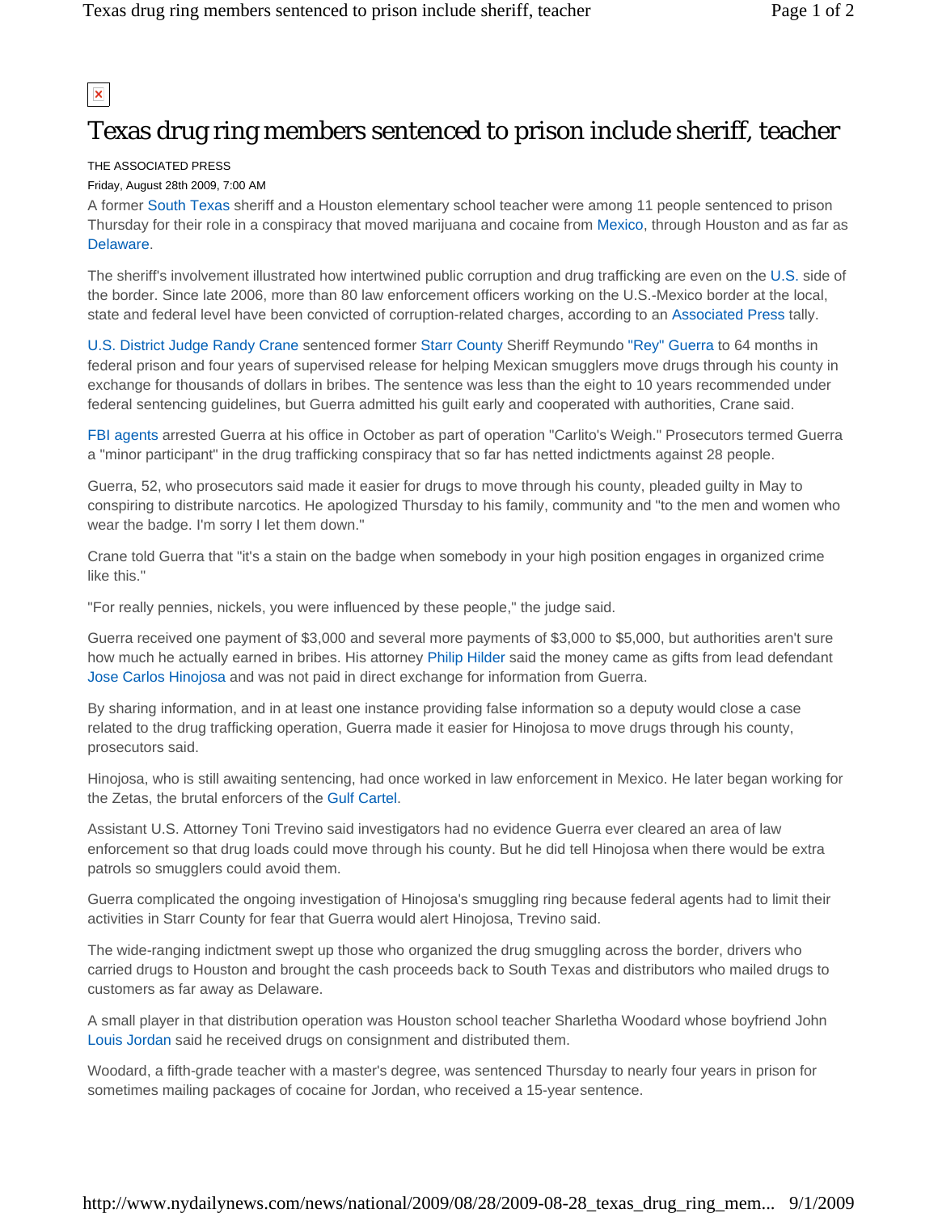# Texas drug ring members sentenced to prison include sheriff, teacher

THE ASSOCIATED PRESS

Friday, August 28th 2009, 7:00 AM

A former South Texas sheriff and a Houston elementary school teacher were among 11 people sentenced to prison Thursday for their role in a conspiracy that moved marijuana and cocaine from Mexico, through Houston and as far as Delaware.

The sheriff's involvement illustrated how intertwined public corruption and drug trafficking are even on the U.S. side of the border. Since late 2006, more than 80 law enforcement officers working on the U.S.-Mexico border at the local, state and federal level have been convicted of corruption-related charges, according to an Associated Press tally.

U.S. District Judge Randy Crane sentenced former Starr County Sheriff Reymundo "Rey" Guerra to 64 months in federal prison and four years of supervised release for helping Mexican smugglers move drugs through his county in exchange for thousands of dollars in bribes. The sentence was less than the eight to 10 years recommended under federal sentencing guidelines, but Guerra admitted his guilt early and cooperated with authorities, Crane said.

FBI agents arrested Guerra at his office in October as part of operation "Carlito's Weigh." Prosecutors termed Guerra a "minor participant" in the drug trafficking conspiracy that so far has netted indictments against 28 people.

Guerra, 52, who prosecutors said made it easier for drugs to move through his county, pleaded guilty in May to conspiring to distribute narcotics. He apologized Thursday to his family, community and "to the men and women who wear the badge. I'm sorry I let them down."

Crane told Guerra that "it's a stain on the badge when somebody in your high position engages in organized crime like this."

"For really pennies, nickels, you were influenced by these people," the judge said.

Guerra received one payment of $3,000 and several more payments of $3,000 to $5,000, but authorities aren't sure how much he actually earned in bribes. His attorney Philip Hilder said the money came as gifts from lead defendant Jose Carlos Hinojosa and was not paid in direct exchange for information from Guerra.

By sharing information, and in at least one instance providing false information so a deputy would close a case related to the drug trafficking operation, Guerra made it easier for Hinojosa to move drugs through his county, prosecutors said.

Hinojosa, who is still awaiting sentencing, had once worked in law enforcement in Mexico. He later began working for the Zetas, the brutal enforcers of the Gulf Cartel.

Assistant U.S. Attorney Toni Trevino said investigators had no evidence Guerra ever cleared an area of law enforcement so that drug loads could move through his county. But he did tell Hinojosa when there would be extra patrols so smugglers could avoid them.

Guerra complicated the ongoing investigation of Hinojosa's smuggling ring because federal agents had to limit their activities in Starr County for fear that Guerra would alert Hinojosa, Trevino said.

The wide-ranging indictment swept up those who organized the drug smuggling across the border, drivers who carried drugs to Houston and brought the cash proceeds back to South Texas and distributors who mailed drugs to customers as far away as Delaware.

A small player in that distribution operation was Houston school teacher Sharletha Woodard whose boyfriend John Louis Jordan said he received drugs on consignment and distributed them.

Woodard, a fifth-grade teacher with a master's degree, was sentenced Thursday to nearly four years in prison for sometimes mailing packages of cocaine for Jordan, who received a 15-year sentence.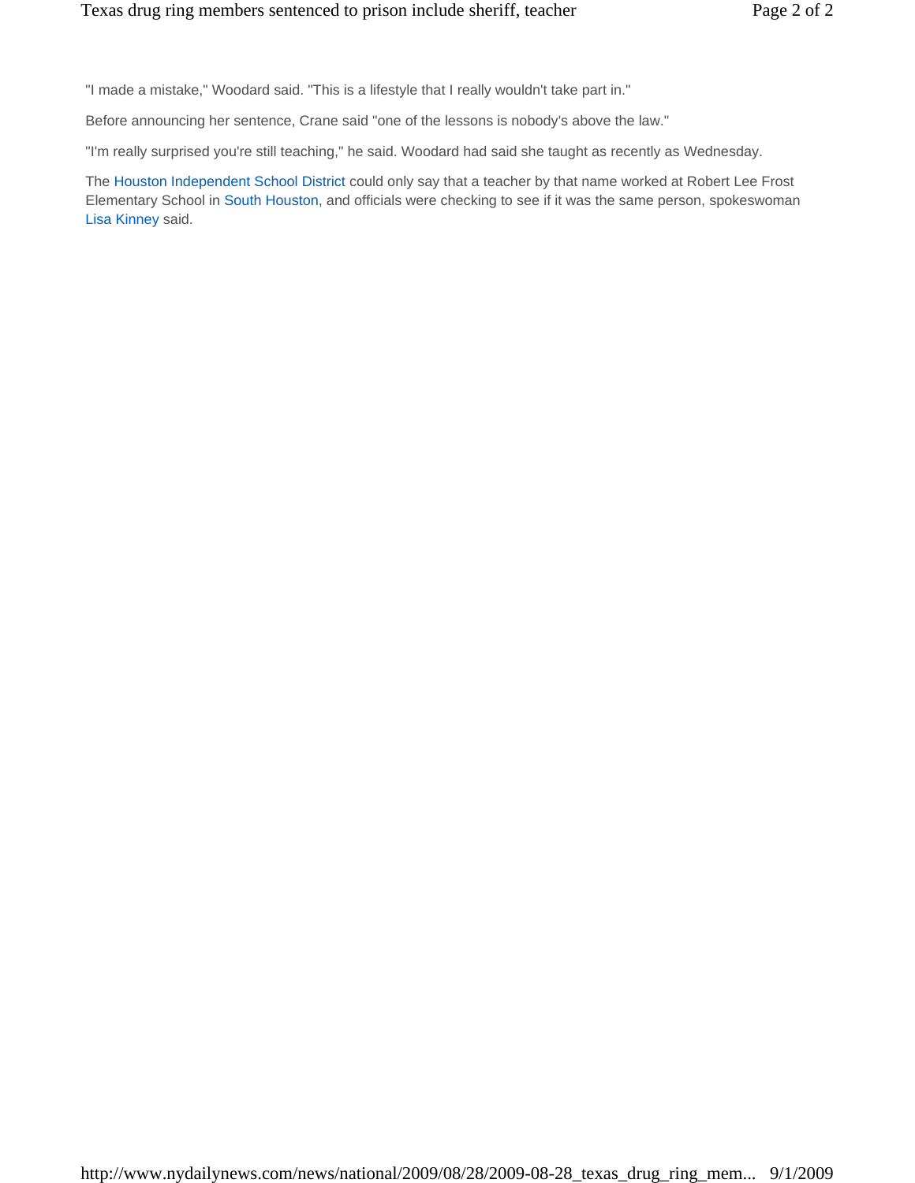"I made a mistake," Woodard said. "This is a lifestyle that I really wouldn't take part in."

Before announcing her sentence, Crane said "one of the lessons is nobody's above the law."

"I'm really surprised you're still teaching," he said. Woodard had said she taught as recently as Wednesday.

The Houston Independent School District could only say that a teacher by that name worked at Robert Lee Frost Elementary School in South Houston, and officials were checking to see if it was the same person, spokeswoman Lisa Kinney said.